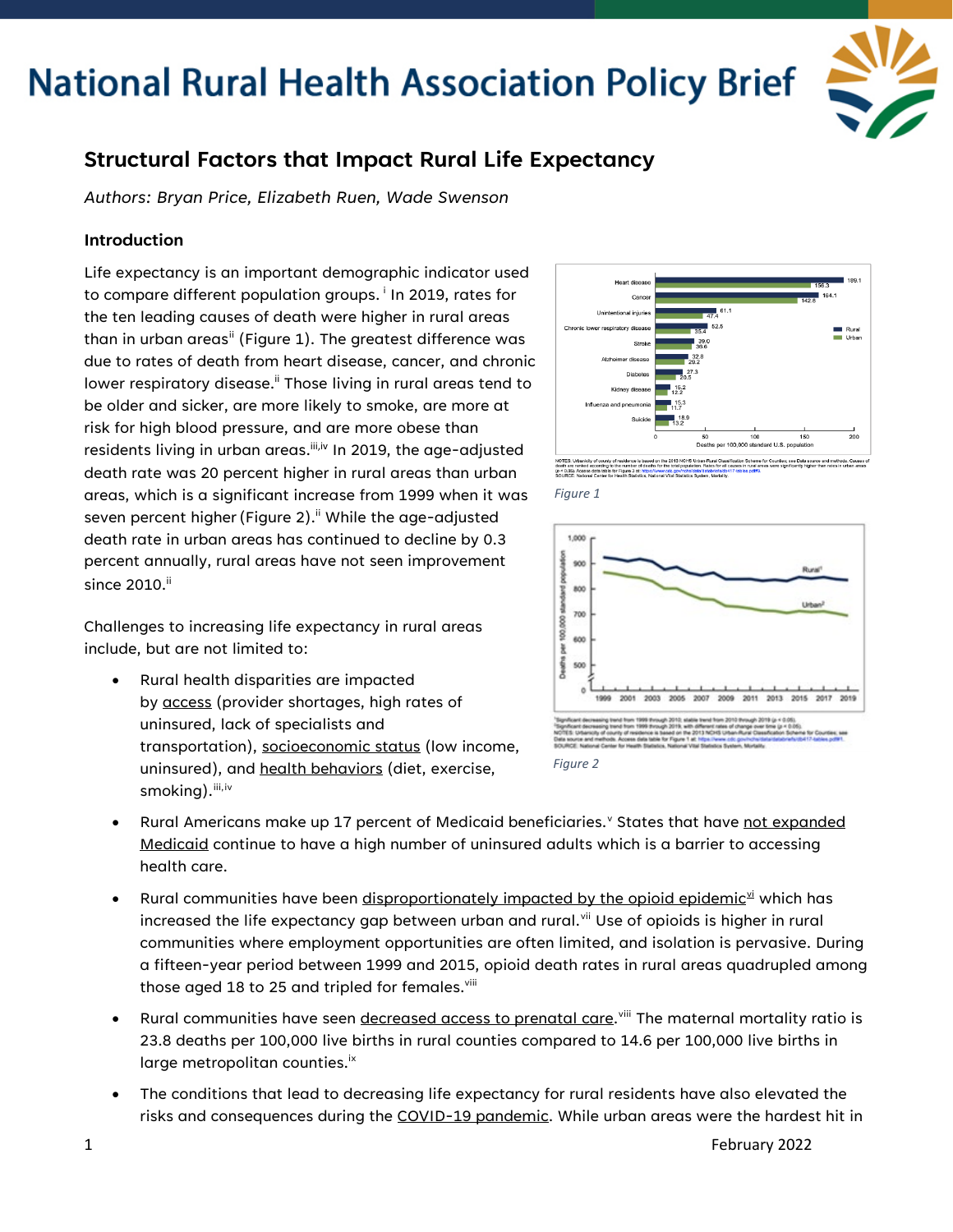# National Rural Health Association Policy Brief

## Structural Factors that Impact Rural Life Expectancy

*Authors: Bryan Price, Elizabeth Ruen, Wade Swenson*

### Introduction

Life expectancy is an important demographic indicator used to compare different population groups.[i] In 2019, rates for the ten leading causes of death were higher in rural areas than in urban areas[ii] (Figure 1). The greatest difference was due to rates of death from heart disease, cancer, and chronic lower respiratory disease.[ii] Those living in rural areas tend to be older and sicker, are more likely to smoke, are more at risk for high blood pressure, and are more obese than residents living in urban areas.[iii,iv] In 2019, the age-adjusted death rate was 20 percent higher in rural areas than urban areas, which is a significant increase from 1999 when it was seven percent higher (Figure 2).[ii] While the age-adjusted death rate in urban areas has continued to decline by 0.3 percent annually, rural areas have not seen improvement since 2010.[ii]

*Figure 1*

*Figure 2*

Challenges to increasing life expectancy in rural areas include, but are not limited to:

- Rural health disparities are impacted by access (provider shortages, high rates of uninsured, lack of specialists and transportation), socioeconomic status (low income, uninsured), and health behaviors (diet, exercise, smoking).[iii,iv]
- Rural Americans make up 17 percent of Medicaid beneficiaries.[v] States that have not expanded Medicaid continue to have a high number of uninsured adults which is a barrier to accessing health care.
- Rural communities have been disproportionately impacted by the opioid epidemic[vi] which has increased the life expectancy gap between urban and rural.[vii] Use of opioids is higher in rural communities where employment opportunities are often limited, and isolation is pervasive. During a fifteen-year period between 1999 and 2015, opioid death rates in rural areas quadrupled among those aged 18 to 25 and tripled for females.[viii]
- Rural communities have seen decreased access to prenatal care.[viii] The maternal mortality ratio is 23.8 deaths per 100,000 live births in rural counties compared to 14.6 per 100,000 live births in large metropolitan counties.[ix]
- The conditions that lead to decreasing life expectancy for rural residents have also elevated the risks and consequences during the COVID-19 pandemic. While urban areas were the hardest hit in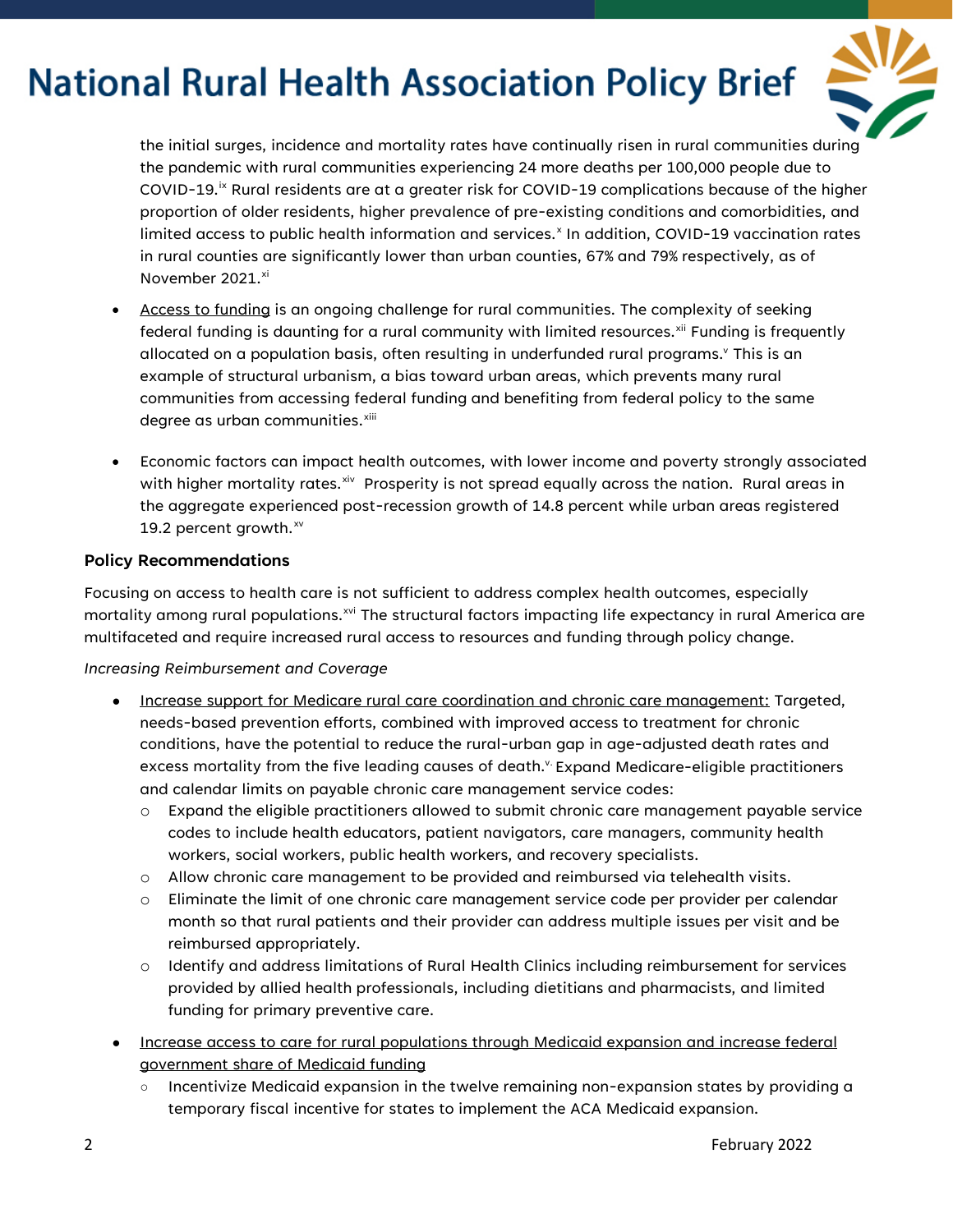the initial surges, incidence and mortality rates have continually risen in rural communities during the pandemic with rural communities experiencing 24 more deaths per 100,000 people due to COVID-19.[ix] Rural residents are at a greater risk for COVID-19 complications because of the higher proportion of older residents, higher prevalence of pre-existing conditions and comorbidities, and limited access to public health information and services.[x] In addition, COVID-19 vaccination rates in rural counties are significantly lower than urban counties, 67% and 79% respectively, as of November 2021.[xi]

- Access to funding is an ongoing challenge for rural communities. The complexity of seeking federal funding is daunting for a rural community with limited resources.[xii] Funding is frequently allocated on a population basis, often resulting in underfunded rural programs.[v] This is an example of structural urbanism, a bias toward urban areas, which prevents many rural communities from accessing federal funding and benefiting from federal policy to the same degree as urban communities.[xiii]

- Economic factors can impact health outcomes, with lower income and poverty strongly associated with higher mortality rates.[xiv] Prosperity is not spread equally across the nation. Rural areas in the aggregate experienced post-recession growth of 14.8 percent while urban areas registered 19.2 percent growth.[xv]

**Policy Recommendations**

Focusing on access to health care is not sufficient to address complex health outcomes, especially mortality among rural populations.[xvi] The structural factors impacting life expectancy in rural America are multifaceted and require increased rural access to resources and funding through policy change.

*Increasing Reimbursement and Coverage*

- Increase support for Medicare rural care coordination and chronic care management: Targeted, needs-based prevention efforts, combined with improved access to treatment for chronic conditions, have the potential to reduce the rural-urban gap in age-adjusted death rates and excess mortality from the five leading causes of death.[v] Expand Medicare-eligible practitioners and calendar limits on payable chronic care management service codes:
    - Expand the eligible practitioners allowed to submit chronic care management payable service codes to include health educators, patient navigators, care managers, community health workers, social workers, public health workers, and recovery specialists.
    - Allow chronic care management to be provided and reimbursed via telehealth visits.
    - Eliminate the limit of one chronic care management service code per provider per calendar month so that rural patients and their provider can address multiple issues per visit and be reimbursed appropriately.
    - Identify and address limitations of Rural Health Clinics including reimbursement for services provided by allied health professionals, including dietitians and pharmacists, and limited funding for primary preventive care.
- Increase access to care for rural populations through Medicaid expansion and increase federal government share of Medicaid funding
    - Incentivize Medicaid expansion in the twelve remaining non-expansion states by providing a temporary fiscal incentive for states to implement the ACA Medicaid expansion.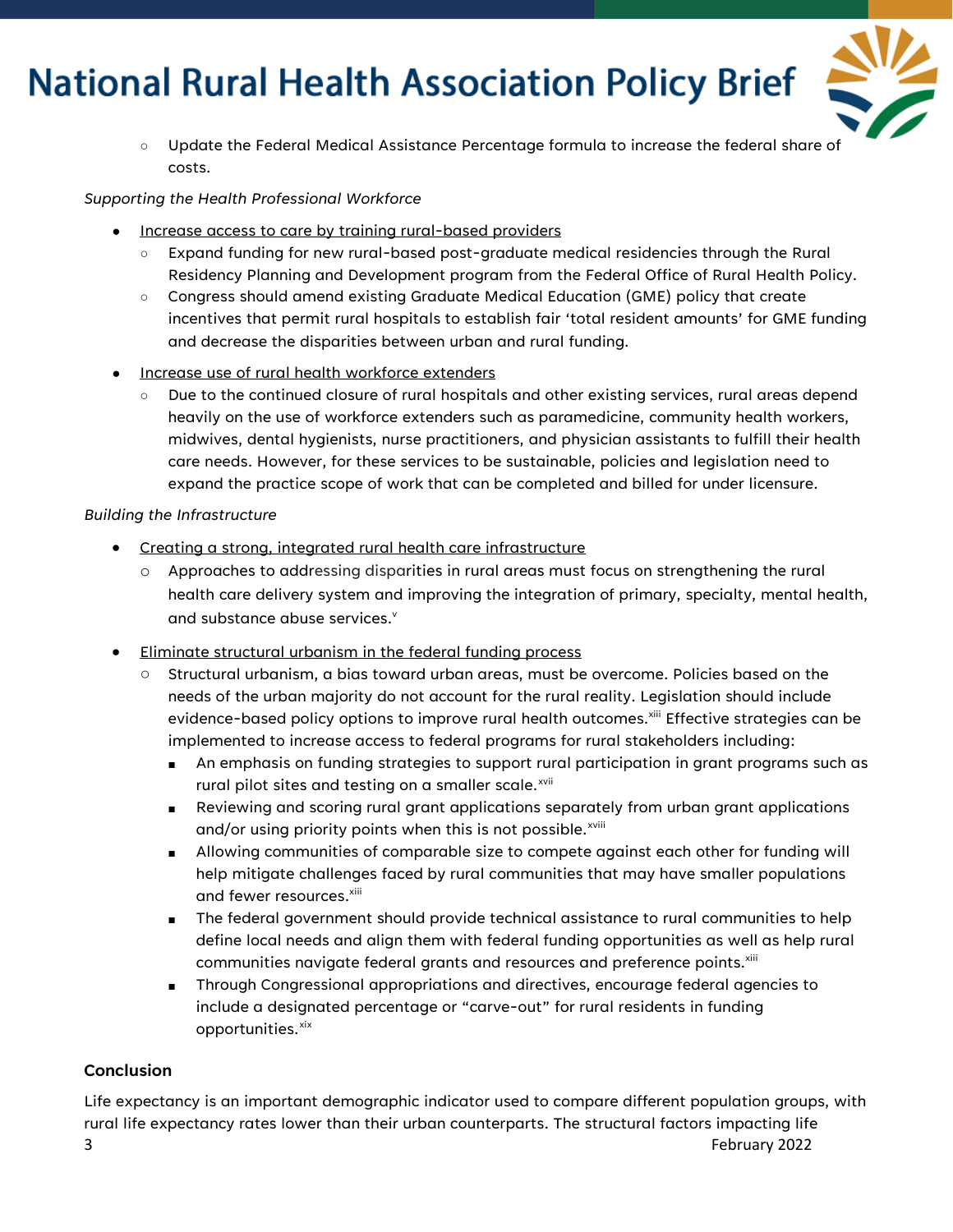- Update the Federal Medical Assistance Percentage formula to increase the federal share of costs.

*Supporting the Health Professional Workforce*

- Increase access to care by training rural-based providers
    - Expand funding for new rural-based post-graduate medical residencies through the Rural Residency Planning and Development program from the Federal Office of Rural Health Policy.
    - Congress should amend existing Graduate Medical Education (GME) policy that create incentives that permit rural hospitals to establish fair 'total resident amounts' for GME funding and decrease the disparities between urban and rural funding.
- Increase use of rural health workforce extenders
    - Due to the continued closure of rural hospitals and other existing services, rural areas depend heavily on the use of workforce extenders such as paramedicine, community health workers, midwives, dental hygienists, nurse practitioners, and physician assistants to fulfill their health care needs. However, for these services to be sustainable, policies and legislation need to expand the practice scope of work that can be completed and billed for under licensure.

*Building the Infrastructure*

- Creating a strong, integrated rural health care infrastructure
    - Approaches to addressing disparities in rural areas must focus on strengthening the rural health care delivery system and improving the integration of primary, specialty, mental health, and substance abuse services.[v]
- Eliminate structural urbanism in the federal funding process
    - Structural urbanism, a bias toward urban areas, must be overcome. Policies based on the needs of the urban majority do not account for the rural reality. Legislation should include evidence-based policy options to improve rural health outcomes.[xiii] Effective strategies can be implemented to increase access to federal programs for rural stakeholders including:
        - An emphasis on funding strategies to support rural participation in grant programs such as rural pilot sites and testing on a smaller scale.[xvii]
        - Reviewing and scoring rural grant applications separately from urban grant applications and/or using priority points when this is not possible.[xviii]
        - Allowing communities of comparable size to compete against each other for funding will help mitigate challenges faced by rural communities that may have smaller populations and fewer resources.[xiii]
        - The federal government should provide technical assistance to rural communities to help define local needs and align them with federal funding opportunities as well as help rural communities navigate federal grants and resources and preference points.[xiii]
        - Through Congressional appropriations and directives, encourage federal agencies to include a designated percentage or "carve-out" for rural residents in funding opportunities.[xix]

**Conclusion**

Life expectancy is an important demographic indicator used to compare different population groups, with rural life expectancy rates lower than their urban counterparts. The structural factors impacting life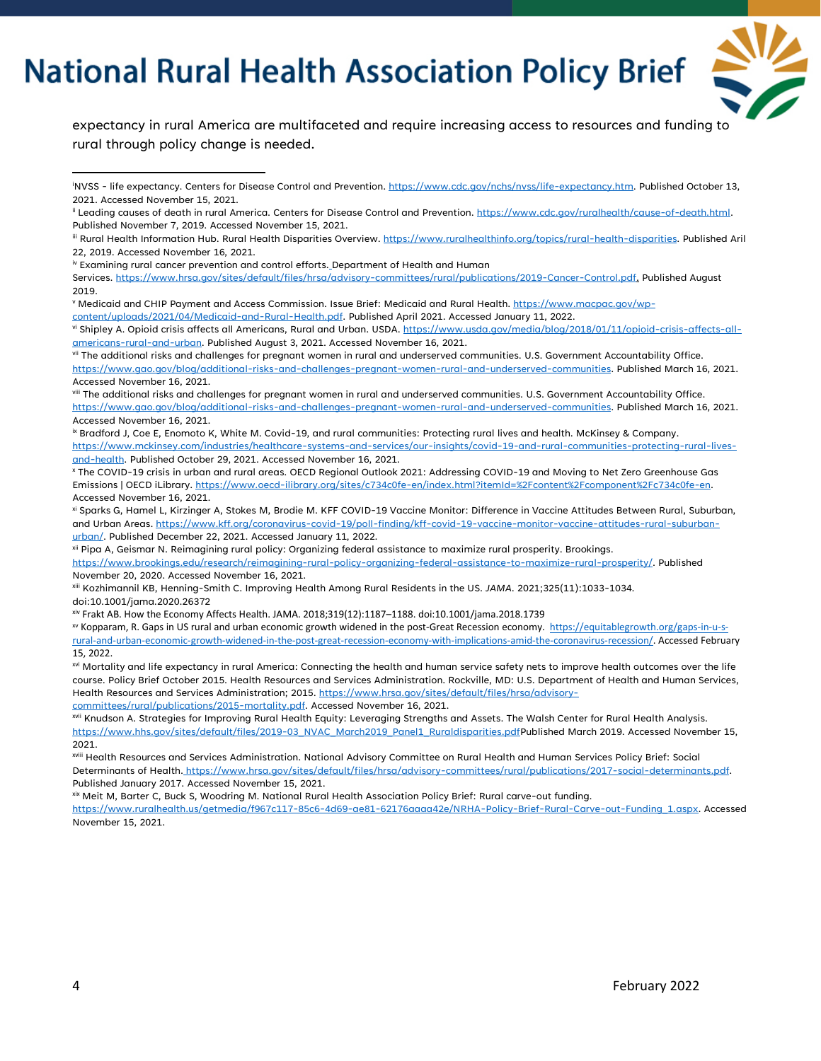expectancy in rural America are multifaceted and require increasing access to resources and funding to rural through policy change is needed.

---

[i] NVSS - life expectancy. Centers for Disease Control and Prevention. https://www.cdc.gov/nchs/nvss/life-expectancy.htm. Published October 13, 2021. Accessed November 15, 2021.

[ii] Leading causes of death in rural America. Centers for Disease Control and Prevention. https://www.cdc.gov/ruralhealth/cause-of-death.html. Published November 7, 2019. Accessed November 15, 2021.

[iii] Rural Health Information Hub. Rural Health Disparities Overview. https://www.ruralhealthinfo.org/topics/rural-health-disparities. Published Aril 22, 2019. Accessed November 16, 2021.

[iv] Examining rural cancer prevention and control efforts. Department of Health and Human Services. https://www.hrsa.gov/sites/default/files/hrsa/advisory-committees/rural/publications/2019-Cancer-Control.pdf. Published August 2019.

[v] Medicaid and CHIP Payment and Access Commission. Issue Brief: Medicaid and Rural Health. https://www.macpac.gov/wp-content/uploads/2021/04/Medicaid-and-Rural-Health.pdf. Published April 2021. Accessed January 11, 2022.

[vi] Shipley A. Opioid crisis affects all Americans, Rural and Urban. USDA. https://www.usda.gov/media/blog/2018/01/11/opioid-crisis-affects-all-americans-rural-and-urban. Published August 3, 2021. Accessed November 16, 2021.

[vii] The additional risks and challenges for pregnant women in rural and underserved communities. U.S. Government Accountability Office. https://www.gao.gov/blog/additional-risks-and-challenges-pregnant-women-rural-and-underserved-communities. Published March 16, 2021. Accessed November 16, 2021.

[viii] The additional risks and challenges for pregnant women in rural and underserved communities. U.S. Government Accountability Office. https://www.gao.gov/blog/additional-risks-and-challenges-pregnant-women-rural-and-underserved-communities. Published March 16, 2021. Accessed November 16, 2021.

[ix] Bradford J, Coe E, Enomoto K, White M. Covid-19, and rural communities: Protecting rural lives and health. McKinsey & Company. https://www.mckinsey.com/industries/healthcare-systems-and-services/our-insights/covid-19-and-rural-communities-protecting-rural-lives-and-health. Published October 29, 2021. Accessed November 16, 2021.

[x] The COVID-19 crisis in urban and rural areas. OECD Regional Outlook 2021: Addressing COVID-19 and Moving to Net Zero Greenhouse Gas Emissions | OECD iLibrary. https://www.oecd-ilibrary.org/sites/c734c0fe-en/index.html?itemId=%2Fcontent%2Fcomponent%2Fc734c0fe-en. Accessed November 16, 2021.

[xi] Sparks G, Hamel L, Kirzinger A, Stokes M, Brodie M. KFF COVID-19 Vaccine Monitor: Difference in Vaccine Attitudes Between Rural, Suburban, and Urban Areas. https://www.kff.org/coronavirus-covid-19/poll-finding/kff-covid-19-vaccine-monitor-vaccine-attitudes-rural-suburban-urban/. Published December 22, 2021. Accessed January 11, 2022.

[xii] Pipa A, Geismar N. Reimagining rural policy: Organizing federal assistance to maximize rural prosperity. Brookings. https://www.brookings.edu/research/reimagining-rural-policy-organizing-federal-assistance-to-maximize-rural-prosperity/. Published November 20, 2020. Accessed November 16, 2021.

[xiii] Kozhimannil KB, Henning-Smith C. Improving Health Among Rural Residents in the US. *JAMA*. 2021;325(11):1033-1034. doi:10.1001/jama.2020.26372

[xiv] Frakt AB. How the Economy Affects Health. JAMA. 2018;319(12):1187–1188. doi:10.1001/jama.2018.1739

[xv] Kopparam, R. Gaps in US rural and urban economic growth widened in the post-Great Recession economy. https://equitablegrowth.org/gaps-in-u-s-rural-and-urban-economic-growth-widened-in-the-post-great-recession-economy-with-implications-amid-the-coronavirus-recession/. Accessed February 15, 2022.

[xvi] Mortality and life expectancy in rural America: Connecting the health and human service safety nets to improve health outcomes over the life course. Policy Brief October 2015. Health Resources and Services Administration. Rockville, MD: U.S. Department of Health and Human Services, Health Resources and Services Administration; 2015. https://www.hrsa.gov/sites/default/files/hrsa/advisory-committees/rural/publications/2015-mortality.pdf. Accessed November 16, 2021.

[xvii] Knudson A. Strategies for Improving Rural Health Equity: Leveraging Strengths and Assets. The Walsh Center for Rural Health Analysis. https://www.hhs.gov/sites/default/files/2019-03_NVAC_March2019_Panel1_Ruraldisparities.pdfPublished March 2019. Accessed November 15, 2021.

[xviii] Health Resources and Services Administration. National Advisory Committee on Rural Health and Human Services Policy Brief: Social Determinants of Health. https://www.hrsa.gov/sites/default/files/hrsa/advisory-committees/rural/publications/2017-social-determinants.pdf. Published January 2017. Accessed November 15, 2021.

[xix] Meit M, Barter C, Buck S, Woodring M. National Rural Health Association Policy Brief: Rural carve-out funding. https://www.ruralhealth.us/getmedia/f967c117-85c6-4d69-ae81-62176aaaa42e/NRHA-Policy-Brief-Rural-Carve-out-Funding_1.aspx. Accessed November 15, 2021.